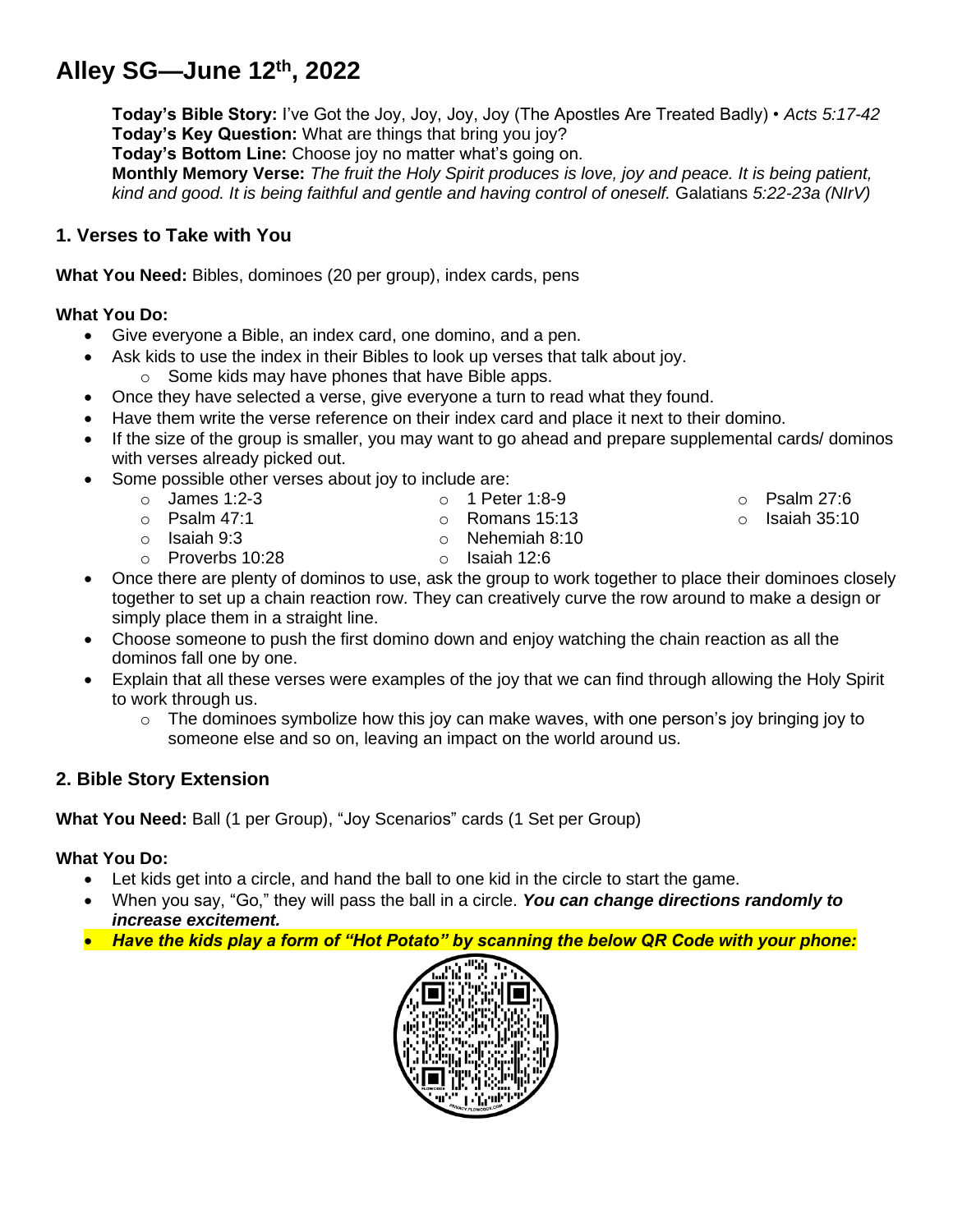# Alley SG—June 12th, 2022

**Today's Bible Story:** I've Got the Joy, Joy, Joy, Joy (The Apostles Are Treated Badly) • *Acts 5:17-42*
**Today's Key Question:** What are things that bring you joy?
**Today's Bottom Line:** Choose joy no matter what's going on.
**Monthly Memory Verse:** *The fruit the Holy Spirit produces is love, joy and peace. It is being patient, kind and good. It is being faithful and gentle and having control of oneself.* Galatians *5:22-23a (NIrV)*

## 1. Verses to Take with You

**What You Need:** Bibles, dominoes (20 per group), index cards, pens

**What You Do:**

- Give everyone a Bible, an index card, one domino, and a pen.
- Ask kids to use the index in their Bibles to look up verses that talk about joy.
  - Some kids may have phones that have Bible apps.
- Once they have selected a verse, give everyone a turn to read what they found.
- Have them write the verse reference on their index card and place it next to their domino.
- If the size of the group is smaller, you may want to go ahead and prepare supplemental cards/ dominos with verses already picked out.
- Some possible other verses about joy to include are:
  - James 1:2-3
  - Psalm 47:1
  - Isaiah 9:3
  - Proverbs 10:28
  - 1 Peter 1:8-9
  - Romans 15:13
  - Nehemiah 8:10
  - Isaiah 12:6
  - Psalm 27:6
  - Isaiah 35:10
- Once there are plenty of dominos to use, ask the group to work together to place their dominoes closely together to set up a chain reaction row. They can creatively curve the row around to make a design or simply place them in a straight line.
- Choose someone to push the first domino down and enjoy watching the chain reaction as all the dominos fall one by one.
- Explain that all these verses were examples of the joy that we can find through allowing the Holy Spirit to work through us.
  - The dominoes symbolize how this joy can make waves, with one person's joy bringing joy to someone else and so on, leaving an impact on the world around us.

## 2. Bible Story Extension

**What You Need:** Ball (1 per Group), "Joy Scenarios" cards (1 Set per Group)

**What You Do:**

- Let kids get into a circle, and hand the ball to one kid in the circle to start the game.
- When you say, "Go," they will pass the ball in a circle. ***You can change directions randomly to increase excitement.***
- ***Have the kids play a form of "Hot Potato" by scanning the below QR Code with your phone:***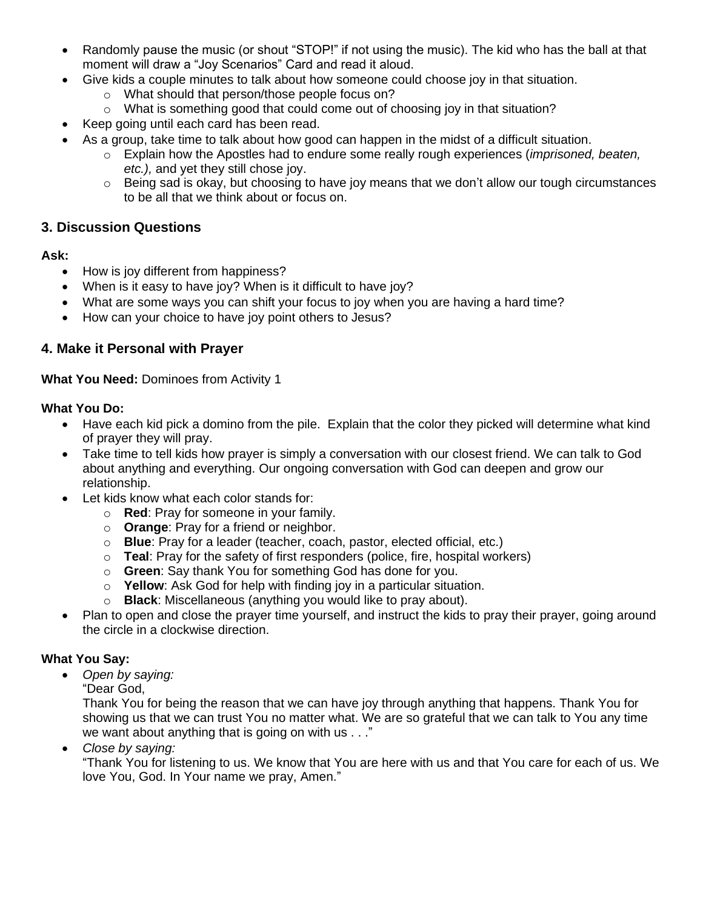- Randomly pause the music (or shout "STOP!" if not using the music). The kid who has the ball at that moment will draw a "Joy Scenarios" Card and read it aloud.
- Give kids a couple minutes to talk about how someone could choose joy in that situation.
  - What should that person/those people focus on?
  - What is something good that could come out of choosing joy in that situation?
- Keep going until each card has been read.
- As a group, take time to talk about how good can happen in the midst of a difficult situation.
  - Explain how the Apostles had to endure some really rough experiences (*imprisoned, beaten, etc.),* and yet they still chose joy.
  - Being sad is okay, but choosing to have joy means that we don't allow our tough circumstances to be all that we think about or focus on.

## 3. Discussion Questions

**Ask:**

- How is joy different from happiness?
- When is it easy to have joy? When is it difficult to have joy?
- What are some ways you can shift your focus to joy when you are having a hard time?
- How can your choice to have joy point others to Jesus?

## 4. Make it Personal with Prayer

**What You Need:** Dominoes from Activity 1

**What You Do:**

- Have each kid pick a domino from the pile. Explain that the color they picked will determine what kind of prayer they will pray.
- Take time to tell kids how prayer is simply a conversation with our closest friend. We can talk to God about anything and everything. Our ongoing conversation with God can deepen and grow our relationship.
- Let kids know what each color stands for:
  - **Red**: Pray for someone in your family.
  - **Orange**: Pray for a friend or neighbor.
  - **Blue**: Pray for a leader (teacher, coach, pastor, elected official, etc.)
  - **Teal**: Pray for the safety of first responders (police, fire, hospital workers)
  - **Green**: Say thank You for something God has done for you.
  - **Yellow**: Ask God for help with finding joy in a particular situation.
  - **Black**: Miscellaneous (anything you would like to pray about).
- Plan to open and close the prayer time yourself, and instruct the kids to pray their prayer, going around the circle in a clockwise direction.

**What You Say:**

- *Open by saying:*
  "Dear God,
  Thank You for being the reason that we can have joy through anything that happens. Thank You for showing us that we can trust You no matter what. We are so grateful that we can talk to You any time we want about anything that is going on with us . . ."
- *Close by saying:*
  "Thank You for listening to us. We know that You are here with us and that You care for each of us. We love You, God. In Your name we pray, Amen."